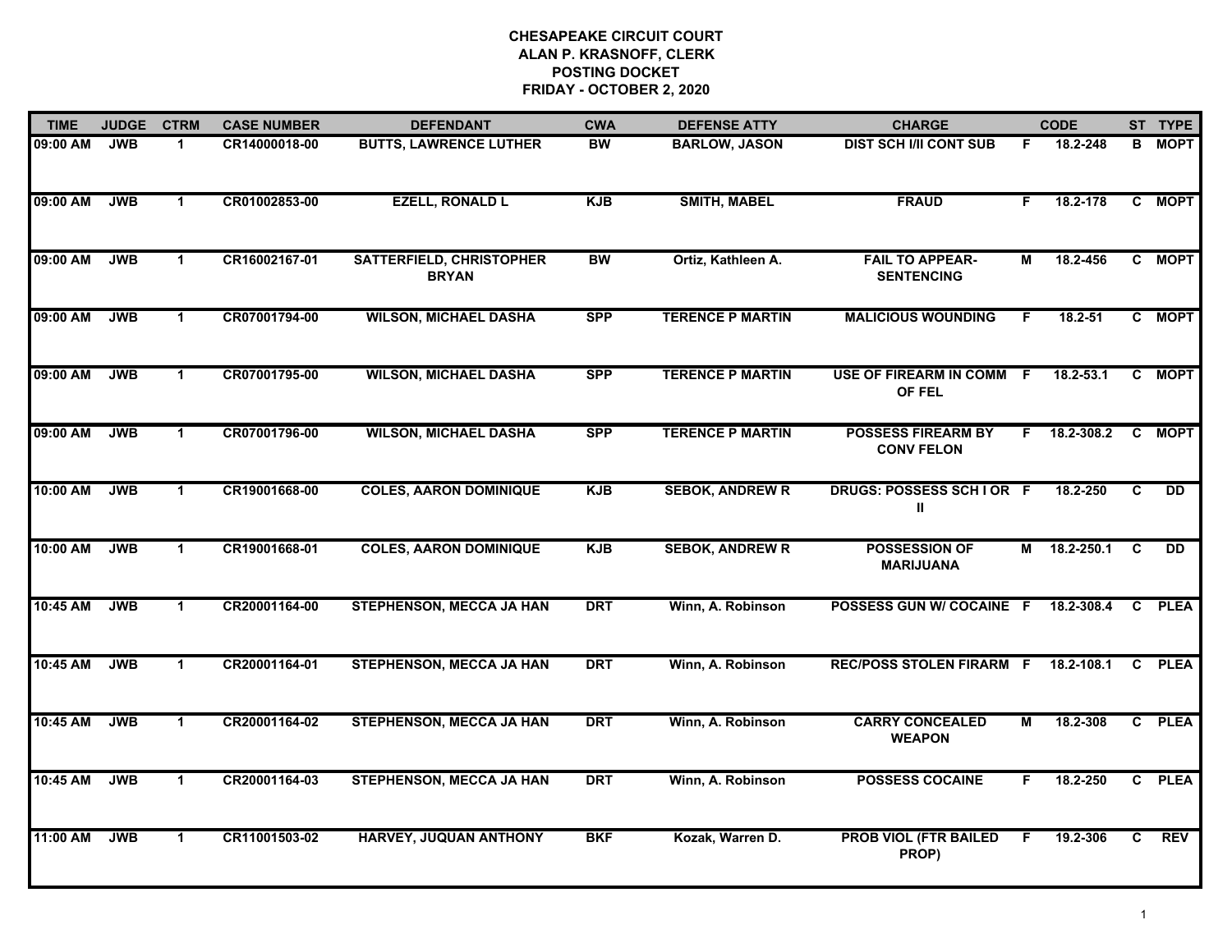# CHESAPEAKE CIRCUIT COURT
## ALAN P. KRASNOFF, CLERK
## POSTING DOCKET
## FRIDAY - OCTOBER 2, 2020

| TIME | JUDGE | CTRM | CASE NUMBER | DEFENDANT | CWA | DEFENSE ATTY | CHARGE | | CODE | ST | TYPE |
|---|---|---|---|---|---|---|---|---|---|---|---|
| 09:00 AM | JWB | 1 | CR14000018-00 | BUTTS, LAWRENCE LUTHER | BW | BARLOW, JASON | DIST SCH I/II CONT SUB | F | 18.2-248 | B | MOPT |
| 09:00 AM | JWB | 1 | CR01002853-00 | EZELL, RONALD L | KJB | SMITH, MABEL | FRAUD | F | 18.2-178 | C | MOPT |
| 09:00 AM | JWB | 1 | CR16002167-01 | SATTERFIELD, CHRISTOPHER BRYAN | BW | Ortiz, Kathleen A. | FAIL TO APPEAR-SENTENCING | M | 18.2-456 | C | MOPT |
| 09:00 AM | JWB | 1 | CR07001794-00 | WILSON, MICHAEL DASHA | SPP | TERENCE P MARTIN | MALICIOUS WOUNDING | F | 18.2-51 | C | MOPT |
| 09:00 AM | JWB | 1 | CR07001795-00 | WILSON, MICHAEL DASHA | SPP | TERENCE P MARTIN | USE OF FIREARM IN COMM OF FEL | F | 18.2-53.1 | C | MOPT |
| 09:00 AM | JWB | 1 | CR07001796-00 | WILSON, MICHAEL DASHA | SPP | TERENCE P MARTIN | POSSESS FIREARM BY CONV FELON | F | 18.2-308.2 | C | MOPT |
| 10:00 AM | JWB | 1 | CR19001668-00 | COLES, AARON DOMINIQUE | KJB | SEBOK, ANDREW R | DRUGS: POSSESS SCH I OR II | F | 18.2-250 | C | DD |
| 10:00 AM | JWB | 1 | CR19001668-01 | COLES, AARON DOMINIQUE | KJB | SEBOK, ANDREW R | POSSESSION OF MARIJUANA | M | 18.2-250.1 | C | DD |
| 10:45 AM | JWB | 1 | CR20001164-00 | STEPHENSON, MECCA JA HAN | DRT | Winn, A. Robinson | POSSESS GUN W/ COCAINE | F | 18.2-308.4 | C | PLEA |
| 10:45 AM | JWB | 1 | CR20001164-01 | STEPHENSON, MECCA JA HAN | DRT | Winn, A. Robinson | REC/POSS STOLEN FIRARM | F | 18.2-108.1 | C | PLEA |
| 10:45 AM | JWB | 1 | CR20001164-02 | STEPHENSON, MECCA JA HAN | DRT | Winn, A. Robinson | CARRY CONCEALED WEAPON | M | 18.2-308 | C | PLEA |
| 10:45 AM | JWB | 1 | CR20001164-03 | STEPHENSON, MECCA JA HAN | DRT | Winn, A. Robinson | POSSESS COCAINE | F | 18.2-250 | C | PLEA |
| 11:00 AM | JWB | 1 | CR11001503-02 | HARVEY, JUQUAN ANTHONY | BKF | Kozak, Warren D. | PROB VIOL (FTR BAILED PROP) | F | 19.2-306 | C | REV |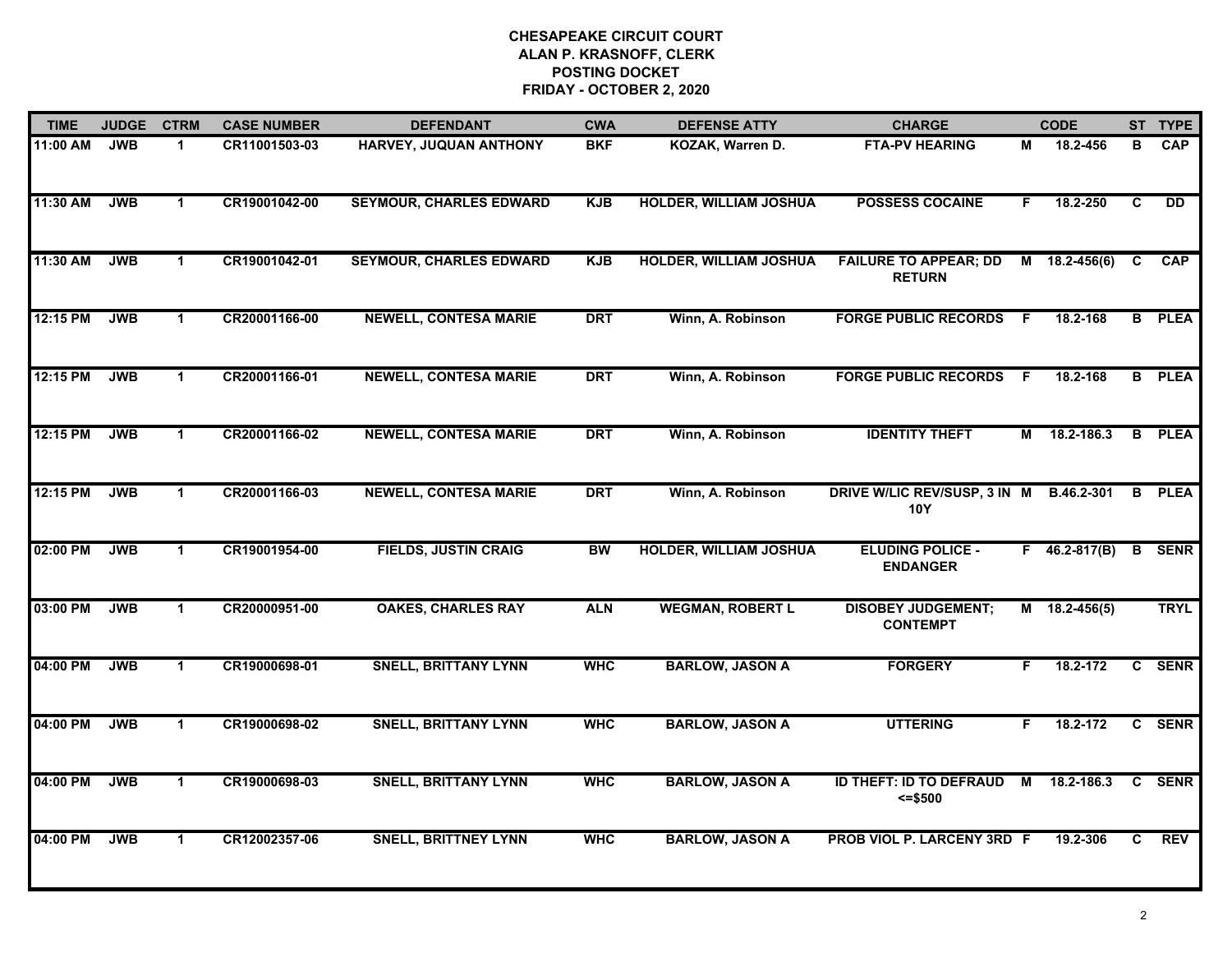**CHESAPEAKE CIRCUIT COURT**
**ALAN P. KRASNOFF, CLERK**
**POSTING DOCKET**
**FRIDAY - OCTOBER 2, 2020**

| TIME | JUDGE | CTRM | CASE NUMBER | DEFENDANT | CWA | DEFENSE ATTY | CHARGE | | CODE | ST | TYPE |
|---|---|---|---|---|---|---|---|---|---|---|---|
| 11:00 AM | JWB | 1 | CR11001503-03 | HARVEY, JUQUAN ANTHONY | BKF | KOZAK, Warren D. | FTA-PV HEARING | M | 18.2-456 | B | CAP |
| 11:30 AM | JWB | 1 | CR19001042-00 | SEYMOUR, CHARLES EDWARD | KJB | HOLDER, WILLIAM JOSHUA | POSSESS COCAINE | F | 18.2-250 | C | DD |
| 11:30 AM | JWB | 1 | CR19001042-01 | SEYMOUR, CHARLES EDWARD | KJB | HOLDER, WILLIAM JOSHUA | FAILURE TO APPEAR; DD RETURN | M | 18.2-456(6) | C | CAP |
| 12:15 PM | JWB | 1 | CR20001166-00 | NEWELL, CONTESA MARIE | DRT | Winn, A. Robinson | FORGE PUBLIC RECORDS | F | 18.2-168 | B | PLEA |
| 12:15 PM | JWB | 1 | CR20001166-01 | NEWELL, CONTESA MARIE | DRT | Winn, A. Robinson | FORGE PUBLIC RECORDS | F | 18.2-168 | B | PLEA |
| 12:15 PM | JWB | 1 | CR20001166-02 | NEWELL, CONTESA MARIE | DRT | Winn, A. Robinson | IDENTITY THEFT | M | 18.2-186.3 | B | PLEA |
| 12:15 PM | JWB | 1 | CR20001166-03 | NEWELL, CONTESA MARIE | DRT | Winn, A. Robinson | DRIVE W/LIC REV/SUSP, 3 IN 10Y | M | B.46.2-301 | B | PLEA |
| 02:00 PM | JWB | 1 | CR19001954-00 | FIELDS, JUSTIN CRAIG | BW | HOLDER, WILLIAM JOSHUA | ELUDING POLICE - ENDANGER | F | 46.2-817(B) | B | SENR |
| 03:00 PM | JWB | 1 | CR20000951-00 | OAKES, CHARLES RAY | ALN | WEGMAN, ROBERT L | DISOBEY JUDGEMENT; CONTEMPT | M | 18.2-456(5) | | TRYL |
| 04:00 PM | JWB | 1 | CR19000698-01 | SNELL, BRITTANY LYNN | WHC | BARLOW, JASON A | FORGERY | F | 18.2-172 | C | SENR |
| 04:00 PM | JWB | 1 | CR19000698-02 | SNELL, BRITTANY LYNN | WHC | BARLOW, JASON A | UTTERING | F | 18.2-172 | C | SENR |
| 04:00 PM | JWB | 1 | CR19000698-03 | SNELL, BRITTANY LYNN | WHC | BARLOW, JASON A | ID THEFT: ID TO DEFRAUD <=$500 | M | 18.2-186.3 | C | SENR |
| 04:00 PM | JWB | 1 | CR12002357-06 | SNELL, BRITTNEY LYNN | WHC | BARLOW, JASON A | PROB VIOL P. LARCENY 3RD | F | 19.2-306 | C | REV |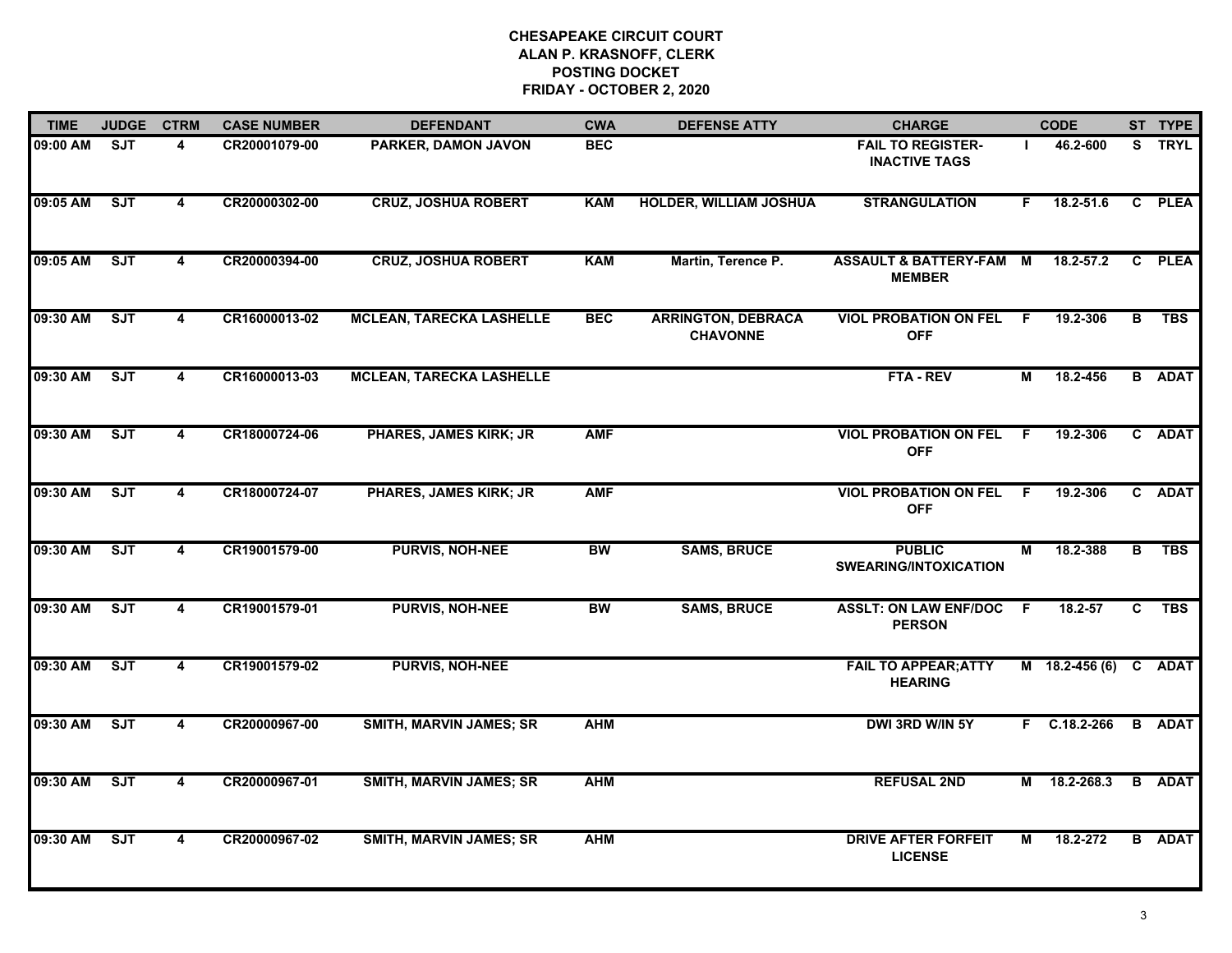**CHESAPEAKE CIRCUIT COURT**
**ALAN P. KRASNOFF, CLERK**
**POSTING DOCKET**
**FRIDAY - OCTOBER 2, 2020**

| TIME | JUDGE | CTRM | CASE NUMBER | DEFENDANT | CWA | DEFENSE ATTY | CHARGE | | CODE | ST | TYPE |
|---|---|---|---|---|---|---|---|---|---|---|---|
| 09:00 AM | SJT | 4 | CR20001079-00 | PARKER, DAMON JAVON | BEC | | FAIL TO REGISTER-INACTIVE TAGS | I | 46.2-600 | S | TRYL |
| 09:05 AM | SJT | 4 | CR20000302-00 | CRUZ, JOSHUA ROBERT | KAM | HOLDER, WILLIAM JOSHUA | STRANGULATION | F | 18.2-51.6 | C | PLEA |
| 09:05 AM | SJT | 4 | CR20000394-00 | CRUZ, JOSHUA ROBERT | KAM | Martin, Terence P. | ASSAULT & BATTERY-FAM MEMBER | M | 18.2-57.2 | C | PLEA |
| 09:30 AM | SJT | 4 | CR16000013-02 | MCLEAN, TARECKA LASHELLE | BEC | ARRINGTON, DEBRACA CHAVONNE | VIOL PROBATION ON FEL OFF | F | 19.2-306 | B | TBS |
| 09:30 AM | SJT | 4 | CR16000013-03 | MCLEAN, TARECKA LASHELLE | | | FTA - REV | M | 18.2-456 | B | ADAT |
| 09:30 AM | SJT | 4 | CR18000724-06 | PHARES, JAMES KIRK; JR | AMF | | VIOL PROBATION ON FEL OFF | F | 19.2-306 | C | ADAT |
| 09:30 AM | SJT | 4 | CR18000724-07 | PHARES, JAMES KIRK; JR | AMF | | VIOL PROBATION ON FEL OFF | F | 19.2-306 | C | ADAT |
| 09:30 AM | SJT | 4 | CR19001579-00 | PURVIS, NOH-NEE | BW | SAMS, BRUCE | PUBLIC SWEARING/INTOXICATION | M | 18.2-388 | B | TBS |
| 09:30 AM | SJT | 4 | CR19001579-01 | PURVIS, NOH-NEE | BW | SAMS, BRUCE | ASSLT: ON LAW ENF/DOC PERSON | F | 18.2-57 | C | TBS |
| 09:30 AM | SJT | 4 | CR19001579-02 | PURVIS, NOH-NEE | | | FAIL TO APPEAR;ATTY HEARING | M | 18.2-456 (6) | C | ADAT |
| 09:30 AM | SJT | 4 | CR20000967-00 | SMITH, MARVIN JAMES; SR | AHM | | DWI 3RD W/IN 5Y | F | C.18.2-266 | B | ADAT |
| 09:30 AM | SJT | 4 | CR20000967-01 | SMITH, MARVIN JAMES; SR | AHM | | REFUSAL 2ND | M | 18.2-268.3 | B | ADAT |
| 09:30 AM | SJT | 4 | CR20000967-02 | SMITH, MARVIN JAMES; SR | AHM | | DRIVE AFTER FORFEIT LICENSE | M | 18.2-272 | B | ADAT |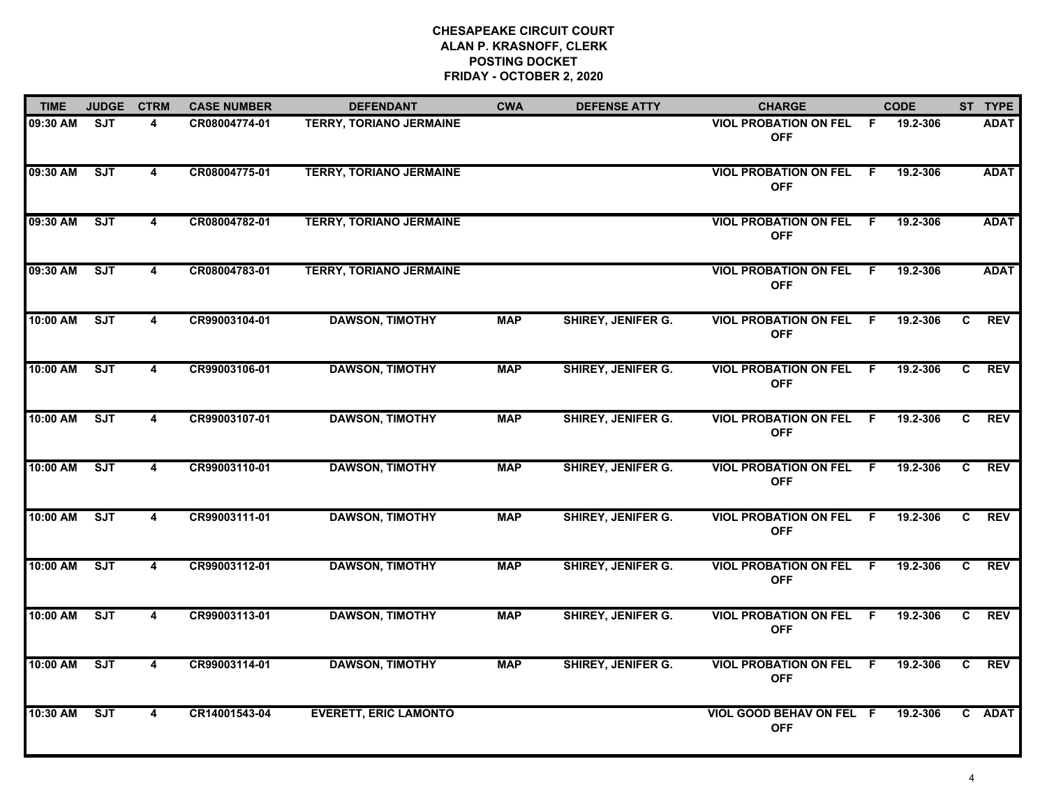**CHESAPEAKE CIRCUIT COURT**
**ALAN P. KRASNOFF, CLERK**
**POSTING DOCKET**
**FRIDAY - OCTOBER 2, 2020**

| TIME | JUDGE | CTRM | CASE NUMBER | DEFENDANT | CWA | DEFENSE ATTY | CHARGE | | CODE | ST | TYPE |
|---|---|---|---|---|---|---|---|---|---|---|---|
| 09:30 AM | SJT | 4 | CR08004774-01 | TERRY, TORIANO JERMAINE | | | VIOL PROBATION ON FEL OFF | F | 19.2-306 | | ADAT |
| 09:30 AM | SJT | 4 | CR08004775-01 | TERRY, TORIANO JERMAINE | | | VIOL PROBATION ON FEL OFF | F | 19.2-306 | | ADAT |
| 09:30 AM | SJT | 4 | CR08004782-01 | TERRY, TORIANO JERMAINE | | | VIOL PROBATION ON FEL OFF | F | 19.2-306 | | ADAT |
| 09:30 AM | SJT | 4 | CR08004783-01 | TERRY, TORIANO JERMAINE | | | VIOL PROBATION ON FEL OFF | F | 19.2-306 | | ADAT |
| 10:00 AM | SJT | 4 | CR99003104-01 | DAWSON, TIMOTHY | MAP | SHIREY, JENIFER G. | VIOL PROBATION ON FEL OFF | F | 19.2-306 | C | REV |
| 10:00 AM | SJT | 4 | CR99003106-01 | DAWSON, TIMOTHY | MAP | SHIREY, JENIFER G. | VIOL PROBATION ON FEL OFF | F | 19.2-306 | C | REV |
| 10:00 AM | SJT | 4 | CR99003107-01 | DAWSON, TIMOTHY | MAP | SHIREY, JENIFER G. | VIOL PROBATION ON FEL OFF | F | 19.2-306 | C | REV |
| 10:00 AM | SJT | 4 | CR99003110-01 | DAWSON, TIMOTHY | MAP | SHIREY, JENIFER G. | VIOL PROBATION ON FEL OFF | F | 19.2-306 | C | REV |
| 10:00 AM | SJT | 4 | CR99003111-01 | DAWSON, TIMOTHY | MAP | SHIREY, JENIFER G. | VIOL PROBATION ON FEL OFF | F | 19.2-306 | C | REV |
| 10:00 AM | SJT | 4 | CR99003112-01 | DAWSON, TIMOTHY | MAP | SHIREY, JENIFER G. | VIOL PROBATION ON FEL OFF | F | 19.2-306 | C | REV |
| 10:00 AM | SJT | 4 | CR99003113-01 | DAWSON, TIMOTHY | MAP | SHIREY, JENIFER G. | VIOL PROBATION ON FEL OFF | F | 19.2-306 | C | REV |
| 10:00 AM | SJT | 4 | CR99003114-01 | DAWSON, TIMOTHY | MAP | SHIREY, JENIFER G. | VIOL PROBATION ON FEL OFF | F | 19.2-306 | C | REV |
| 10:30 AM | SJT | 4 | CR14001543-04 | EVERETT, ERIC LAMONTO | | | VIOL GOOD BEHAV ON FEL OFF | F | 19.2-306 | C | ADAT |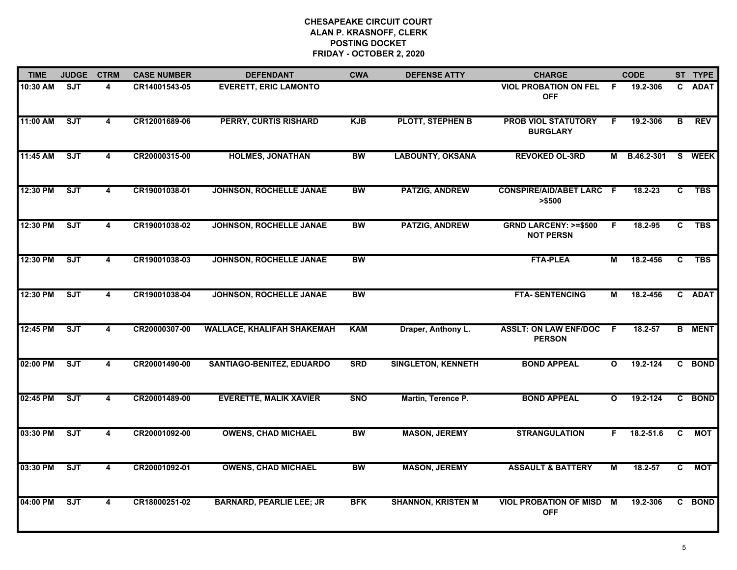**CHESAPEAKE CIRCUIT COURT**
**ALAN P. KRASNOFF, CLERK**
**POSTING DOCKET**
**FRIDAY - OCTOBER 2, 2020**

| TIME | JUDGE | CTRM | CASE NUMBER | DEFENDANT | CWA | DEFENSE ATTY | CHARGE | | CODE | ST | TYPE |
|---|---|---|---|---|---|---|---|---|---|---|---|
| 10:30 AM | SJT | 4 | CR14001543-05 | EVERETT, ERIC LAMONTO | | | VIOL PROBATION ON FEL OFF | F | 19.2-306 | C | ADAT |
| 11:00 AM | SJT | 4 | CR12001689-06 | PERRY, CURTIS RISHARD | KJB | PLOTT, STEPHEN B | PROB VIOL STATUTORY BURGLARY | F | 19.2-306 | B | REV |
| 11:45 AM | SJT | 4 | CR20000315-00 | HOLMES, JONATHAN | BW | LABOUNTY, OKSANA | REVOKED OL-3RD | M | B.46.2-301 | S | WEEK |
| 12:30 PM | SJT | 4 | CR19001038-01 | JOHNSON, ROCHELLE JANAE | BW | PATZIG, ANDREW | CONSPIRE/AID/ABET LARC >$500 | F | 18.2-23 | C | TBS |
| 12:30 PM | SJT | 4 | CR19001038-02 | JOHNSON, ROCHELLE JANAE | BW | PATZIG, ANDREW | GRND LARCENY: >=$500 NOT PERSN | F | 18.2-95 | C | TBS |
| 12:30 PM | SJT | 4 | CR19001038-03 | JOHNSON, ROCHELLE JANAE | BW | | FTA-PLEA | M | 18.2-456 | C | TBS |
| 12:30 PM | SJT | 4 | CR19001038-04 | JOHNSON, ROCHELLE JANAE | BW | | FTA- SENTENCING | M | 18.2-456 | C | ADAT |
| 12:45 PM | SJT | 4 | CR20000307-00 | WALLACE, KHALIFAH SHAKEMAH | KAM | Draper, Anthony L. | ASSLT: ON LAW ENF/DOC PERSON | F | 18.2-57 | B | MENT |
| 02:00 PM | SJT | 4 | CR20001490-00 | SANTIAGO-BENITEZ, EDUARDO | SRD | SINGLETON, KENNETH | BOND APPEAL | O | 19.2-124 | C | BOND |
| 02:45 PM | SJT | 4 | CR20001489-00 | EVERETTE, MALIK XAVIER | SNO | Martin, Terence P. | BOND APPEAL | O | 19.2-124 | C | BOND |
| 03:30 PM | SJT | 4 | CR20001092-00 | OWENS, CHAD MICHAEL | BW | MASON, JEREMY | STRANGULATION | F | 18.2-51.6 | C | MOT |
| 03:30 PM | SJT | 4 | CR20001092-01 | OWENS, CHAD MICHAEL | BW | MASON, JEREMY | ASSAULT & BATTERY | M | 18.2-57 | C | MOT |
| 04:00 PM | SJT | 4 | CR18000251-02 | BARNARD, PEARLIE LEE; JR | BFK | SHANNON, KRISTEN M | VIOL PROBATION OF MISD OFF | M | 19.2-306 | C | BOND |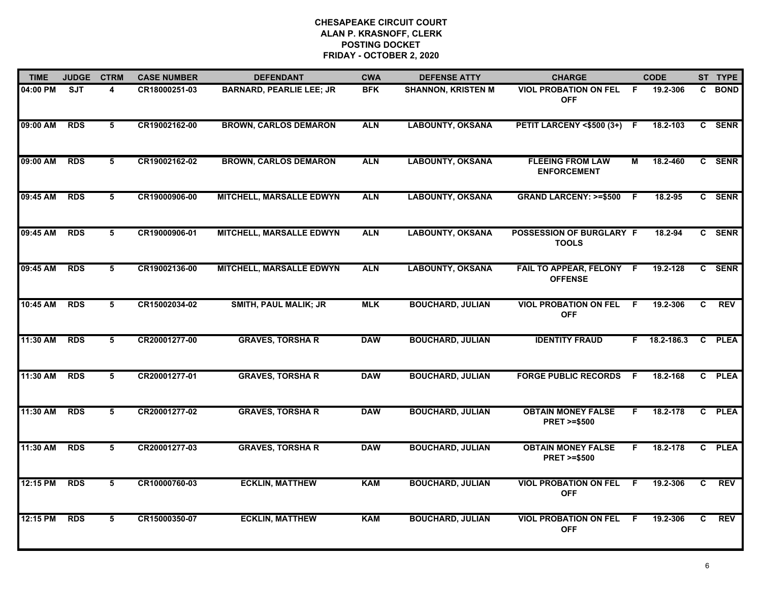# CHESAPEAKE CIRCUIT COURT
## ALAN P. KRASNOFF, CLERK
## POSTING DOCKET
## FRIDAY - OCTOBER 2, 2020

| TIME | JUDGE | CTRM | CASE NUMBER | DEFENDANT | CWA | DEFENSE ATTY | CHARGE | | CODE | ST | TYPE |
|---|---|---|---|---|---|---|---|---|---|---|---|
| 04:00 PM | SJT | 4 | CR18000251-03 | BARNARD, PEARLIE LEE; JR | BFK | SHANNON, KRISTEN M | VIOL PROBATION ON FEL OFF | F | 19.2-306 | C | BOND |
| 09:00 AM | RDS | 5 | CR19002162-00 | BROWN, CARLOS DEMARON | ALN | LABOUNTY, OKSANA | PETIT LARCENY <$500 (3+) | F | 18.2-103 | C | SENR |
| 09:00 AM | RDS | 5 | CR19002162-02 | BROWN, CARLOS DEMARON | ALN | LABOUNTY, OKSANA | FLEEING FROM LAW ENFORCEMENT | M | 18.2-460 | C | SENR |
| 09:45 AM | RDS | 5 | CR19000906-00 | MITCHELL, MARSALLE EDWYN | ALN | LABOUNTY, OKSANA | GRAND LARCENY: >=$500 | F | 18.2-95 | C | SENR |
| 09:45 AM | RDS | 5 | CR19000906-01 | MITCHELL, MARSALLE EDWYN | ALN | LABOUNTY, OKSANA | POSSESSION OF BURGLARY TOOLS | F | 18.2-94 | C | SENR |
| 09:45 AM | RDS | 5 | CR19002136-00 | MITCHELL, MARSALLE EDWYN | ALN | LABOUNTY, OKSANA | FAIL TO APPEAR, FELONY OFFENSE | F | 19.2-128 | C | SENR |
| 10:45 AM | RDS | 5 | CR15002034-02 | SMITH, PAUL MALIK; JR | MLK | BOUCHARD, JULIAN | VIOL PROBATION ON FEL OFF | F | 19.2-306 | C | REV |
| 11:30 AM | RDS | 5 | CR20001277-00 | GRAVES, TORSHA R | DAW | BOUCHARD, JULIAN | IDENTITY FRAUD | F | 18.2-186.3 | C | PLEA |
| 11:30 AM | RDS | 5 | CR20001277-01 | GRAVES, TORSHA R | DAW | BOUCHARD, JULIAN | FORGE PUBLIC RECORDS | F | 18.2-168 | C | PLEA |
| 11:30 AM | RDS | 5 | CR20001277-02 | GRAVES, TORSHA R | DAW | BOUCHARD, JULIAN | OBTAIN MONEY FALSE PRET >=$500 | F | 18.2-178 | C | PLEA |
| 11:30 AM | RDS | 5 | CR20001277-03 | GRAVES, TORSHA R | DAW | BOUCHARD, JULIAN | OBTAIN MONEY FALSE PRET >=$500 | F | 18.2-178 | C | PLEA |
| 12:15 PM | RDS | 5 | CR10000760-03 | ECKLIN, MATTHEW | KAM | BOUCHARD, JULIAN | VIOL PROBATION ON FEL OFF | F | 19.2-306 | C | REV |
| 12:15 PM | RDS | 5 | CR15000350-07 | ECKLIN, MATTHEW | KAM | BOUCHARD, JULIAN | VIOL PROBATION ON FEL OFF | F | 19.2-306 | C | REV |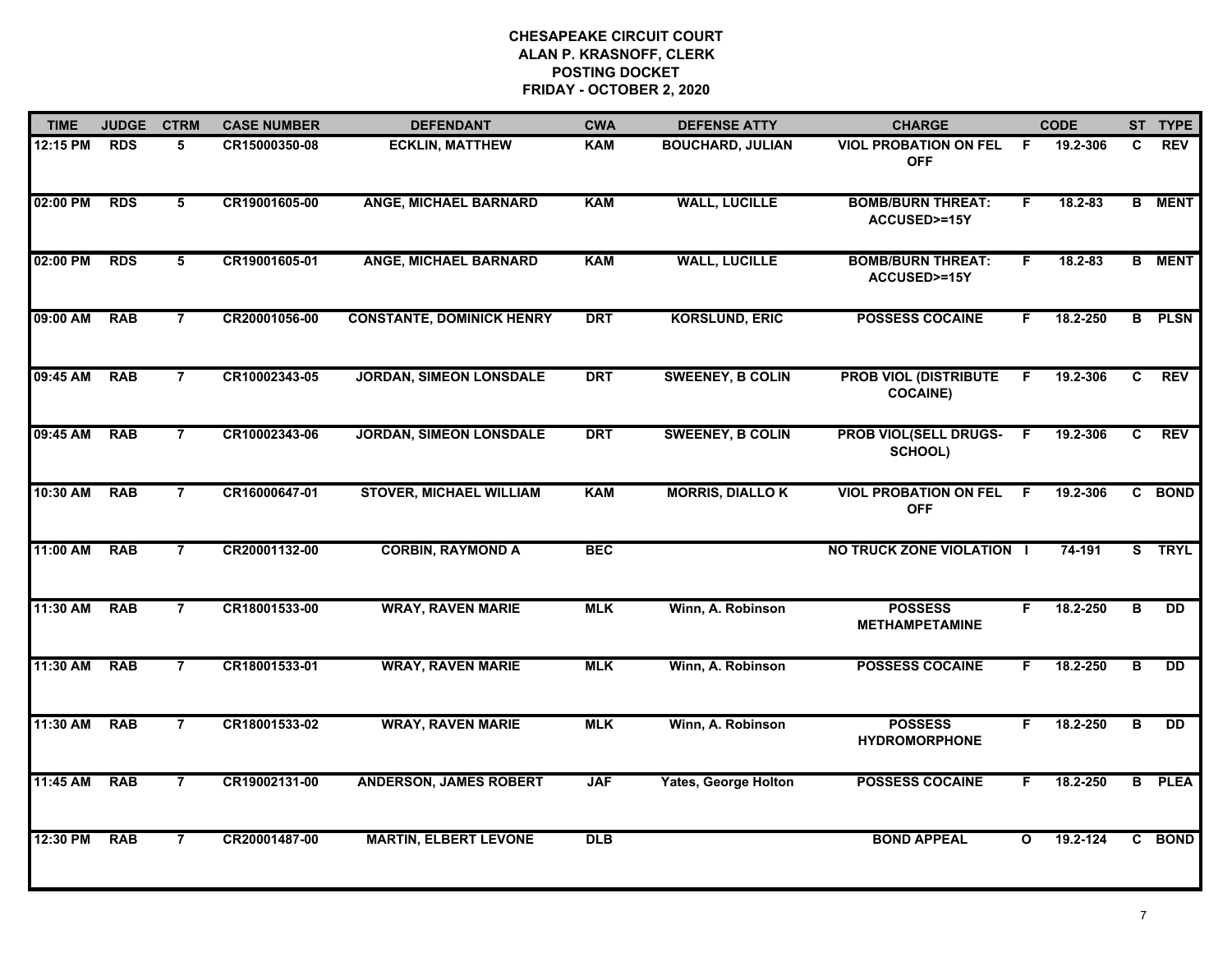**CHESAPEAKE CIRCUIT COURT**
**ALAN P. KRASNOFF, CLERK**
**POSTING DOCKET**
**FRIDAY - OCTOBER 2, 2020**

| TIME | JUDGE | CTRM | CASE NUMBER | DEFENDANT | CWA | DEFENSE ATTY | CHARGE | | CODE | ST | TYPE |
|---|---|---|---|---|---|---|---|---|---|---|---|
| 12:15 PM | RDS | 5 | CR15000350-08 | ECKLIN, MATTHEW | KAM | BOUCHARD, JULIAN | VIOL PROBATION ON FEL OFF | F | 19.2-306 | C | REV |
| 02:00 PM | RDS | 5 | CR19001605-00 | ANGE, MICHAEL BARNARD | KAM | WALL, LUCILLE | BOMB/BURN THREAT: ACCUSED>=15Y | F | 18.2-83 | B | MENT |
| 02:00 PM | RDS | 5 | CR19001605-01 | ANGE, MICHAEL BARNARD | KAM | WALL, LUCILLE | BOMB/BURN THREAT: ACCUSED>=15Y | F | 18.2-83 | B | MENT |
| 09:00 AM | RAB | 7 | CR20001056-00 | CONSTANTE, DOMINICK HENRY | DRT | KORSLUND, ERIC | POSSESS COCAINE | F | 18.2-250 | B | PLSN |
| 09:45 AM | RAB | 7 | CR10002343-05 | JORDAN, SIMEON LONSDALE | DRT | SWEENEY, B COLIN | PROB VIOL (DISTRIBUTE COCAINE) | F | 19.2-306 | C | REV |
| 09:45 AM | RAB | 7 | CR10002343-06 | JORDAN, SIMEON LONSDALE | DRT | SWEENEY, B COLIN | PROB VIOL(SELL DRUGS-SCHOOL) | F | 19.2-306 | C | REV |
| 10:30 AM | RAB | 7 | CR16000647-01 | STOVER, MICHAEL WILLIAM | KAM | MORRIS, DIALLO K | VIOL PROBATION ON FEL OFF | F | 19.2-306 | C | BOND |
| 11:00 AM | RAB | 7 | CR20001132-00 | CORBIN, RAYMOND A | BEC | | NO TRUCK ZONE VIOLATION | I | 74-191 | S | TRYL |
| 11:30 AM | RAB | 7 | CR18001533-00 | WRAY, RAVEN MARIE | MLK | Winn, A. Robinson | POSSESS METHAMPETAMINE | F | 18.2-250 | B | DD |
| 11:30 AM | RAB | 7 | CR18001533-01 | WRAY, RAVEN MARIE | MLK | Winn, A. Robinson | POSSESS COCAINE | F | 18.2-250 | B | DD |
| 11:30 AM | RAB | 7 | CR18001533-02 | WRAY, RAVEN MARIE | MLK | Winn, A. Robinson | POSSESS HYDROMORPHONE | F | 18.2-250 | B | DD |
| 11:45 AM | RAB | 7 | CR19002131-00 | ANDERSON, JAMES ROBERT | JAF | Yates, George Holton | POSSESS COCAINE | F | 18.2-250 | B | PLEA |
| 12:30 PM | RAB | 7 | CR20001487-00 | MARTIN, ELBERT LEVONE | DLB | | BOND APPEAL | O | 19.2-124 | C | BOND |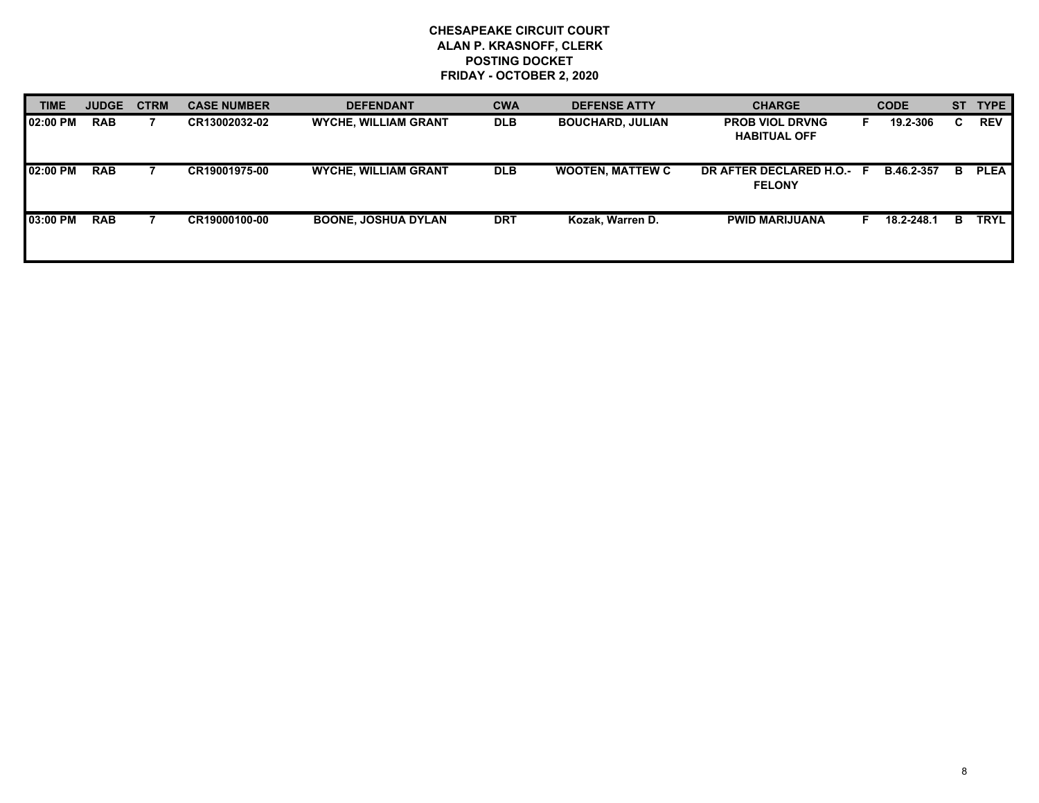# CHESAPEAKE CIRCUIT COURT
## ALAN P. KRASNOFF, CLERK
## POSTING DOCKET
## FRIDAY - OCTOBER 2, 2020

| TIME | JUDGE | CTRM | CASE NUMBER | DEFENDANT | CWA | DEFENSE ATTY | CHARGE | | CODE | ST | TYPE |
|---|---|---|---|---|---|---|---|---|---|---|---|
| 02:00 PM | RAB | 7 | CR13002032-02 | WYCHE, WILLIAM GRANT | DLB | BOUCHARD, JULIAN | PROB VIOL DRVNG HABITUAL OFF | F | 19.2-306 | C | REV |
| 02:00 PM | RAB | 7 | CR19001975-00 | WYCHE, WILLIAM GRANT | DLB | WOOTEN, MATTEW C | DR AFTER DECLARED H.O.- FELONY | F | B.46.2-357 | B | PLEA |
| 03:00 PM | RAB | 7 | CR19000100-00 | BOONE, JOSHUA DYLAN | DRT | Kozak, Warren D. | PWID MARIJUANA | F | 18.2-248.1 | B | TRYL |